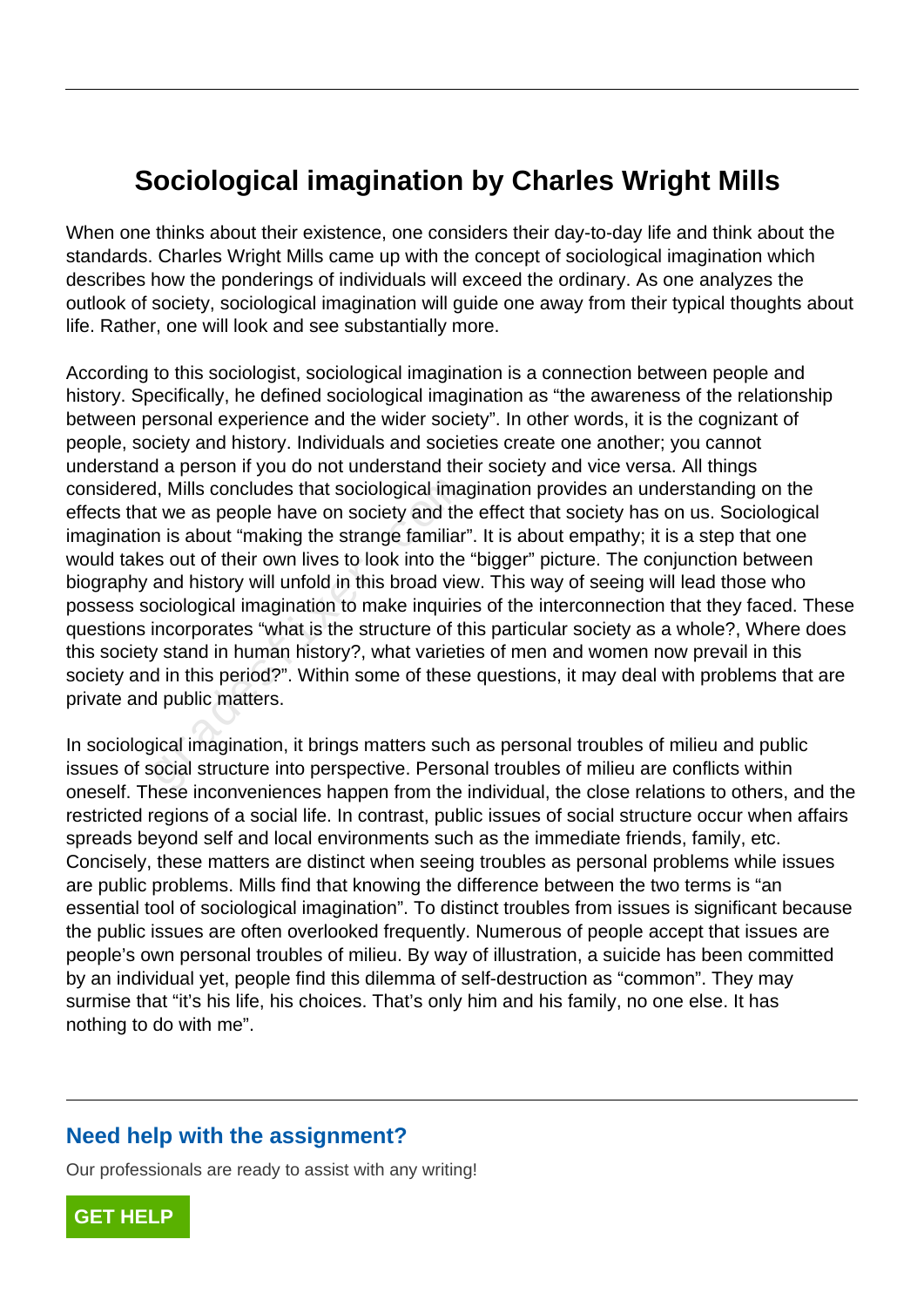# Sociological imagination by Charles Wright Mills

When one thinks about their existence, one considers their day-to-day life and think about the standards. Charles Wright Mills came up with the concept of sociological imagination which describes how the ponderings of individuals will exceed the ordinary. As one analyzes the outlook of society, sociological imagination will guide one away from their typical thoughts about life. Rather, one will look and see substantially more.

According to this sociologist, sociological imagination is a connection between people and history. Specifically, he defined sociological imagination as "the awareness of the relationship between personal experience and the wider society". In other words, it is the cognizant of people, society and history. Individuals and societies create one another; you cannot understand a person if you do not understand their society and vice versa. All things considered, Mills concludes that sociological imagination provides an understanding on the effects that we as people have on society and the effect that society has on us. Sociological imagination is about "making the strange familiar". It is about empathy; it is a step that one would takes out of their own lives to look into the "bigger" picture. The conjunction between biography and history will unfold in this broad view. This way of seeing will lead those who possess sociological imagination to make inquiries of the interconnection that they faced. These questions incorporates "what is the structure of this particular society as a whole?, Where does this society stand in human history?, what varieties of men and women now prevail in this society and in this period?". Within some of these questions, it may deal with problems that are private and public matters.

In sociological imagination, it brings matters such as personal troubles of milieu and public issues of social structure into perspective. Personal troubles of milieu are conflicts within oneself. These inconveniences happen from the individual, the close relations to others, and the restricted regions of a social life. In contrast, public issues of social structure occur when affairs spreads beyond self and local environments such as the immediate friends, family, etc. Concisely, these matters are distinct when seeing troubles as personal problems while issues are public problems. Mills find that knowing the difference between the two terms is "an essential tool of sociological imagination". To distinct troubles from issues is significant because the public issues are often overlooked frequently. Numerous of people accept that issues are people's own personal troubles of milieu. By way of illustration, a suicide has been committed by an individual yet, people find this dilemma of self-destruction as "common". They may surmise that "it's his life, his choices. That's only him and his family, no one else. It has nothing to do with me".

## Need help with the assignment?

Our professionals are ready to assist with any writing!

**GET HELP**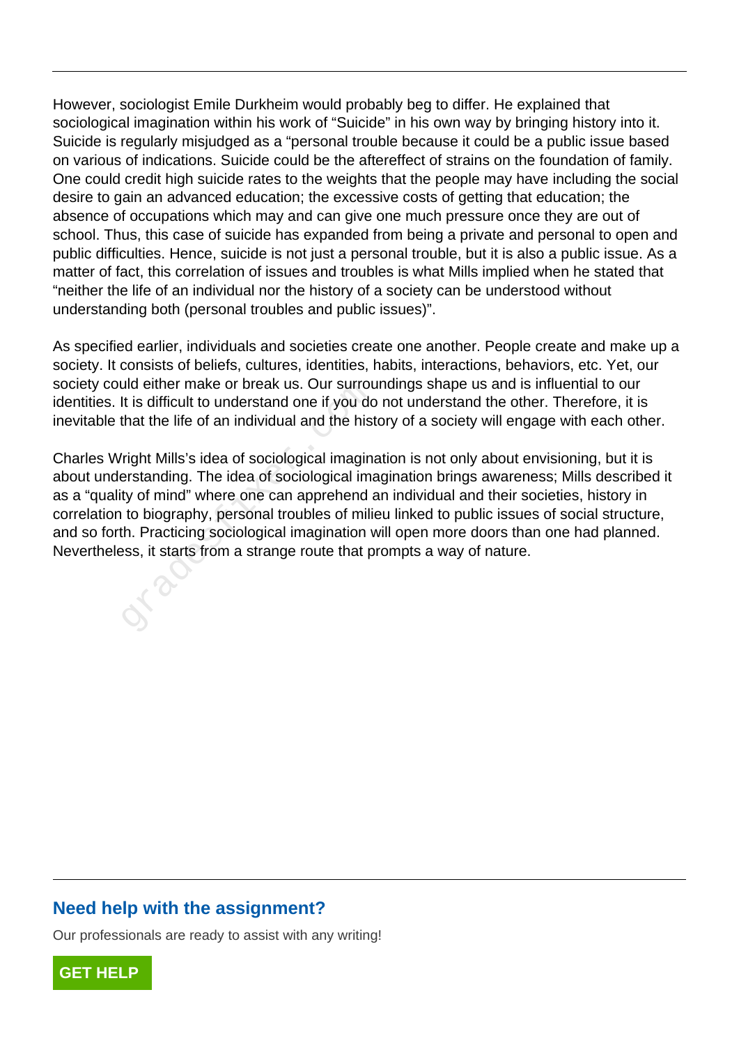However, sociologist Emile Durkheim would probably beg to differ. He explained that sociological imagination within his work of "Suicide" in his own way by bringing history into it. Suicide is regularly misjudged as a "personal trouble because it could be a public issue based on various of indications. Suicide could be the aftereffect of strains on the foundation of family. One could credit high suicide rates to the weights that the people may have including the social desire to gain an advanced education; the excessive costs of getting that education; the absence of occupations which may and can give one much pressure once they are out of school. Thus, this case of suicide has expanded from being a private and personal to open and public difficulties. Hence, suicide is not just a personal trouble, but it is also a public issue. As a matter of fact, this correlation of issues and troubles is what Mills implied when he stated that "neither the life of an individual nor the history of a society can be understood without understanding both (personal troubles and public issues)".

As specified earlier, individuals and societies create one another. People create and make up a society. It consists of beliefs, cultures, identities, habits, interactions, behaviors, etc. Yet, our society could either make or break us. Our surroundings shape us and is influential to our identities. It is difficult to understand one if you do not understand the other. Therefore, it is inevitable that the life of an individual and the history of a society will engage with each other.

Charles Wright Mills's idea of sociological imagination is not only about envisioning, but it is about understanding. The idea of sociological imagination brings awareness; Mills described it as a "quality of mind" where one can apprehend an individual and their societies, history in correlation to biography, personal troubles of milieu linked to public issues of social structure, and so forth. Practicing sociological imagination will open more doors than one had planned. Nevertheless, it starts from a strange route that prompts a way of nature.

## Need help with the assignment?

Our professionals are ready to assist with any writing!

GET HELP